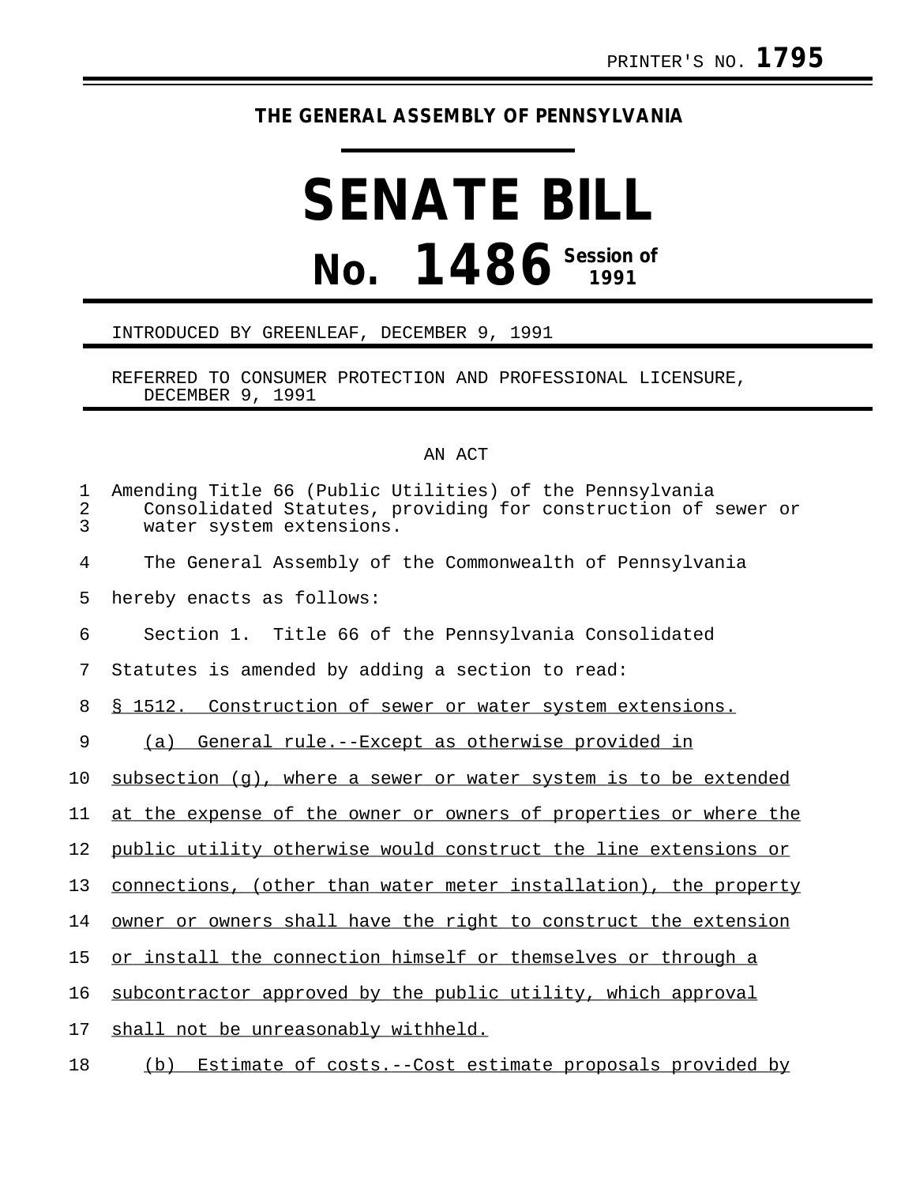PRINTER'S NO. **1795**

**THE GENERAL ASSEMBLY OF PENNSYLVANIA**

# SENATE BILL

# No. 1486 Session of 1991

INTRODUCED BY GREENLEAF, DECEMBER 9, 1991

REFERRED TO CONSUMER PROTECTION AND PROFESSIONAL LICENSURE, DECEMBER 9, 1991

AN ACT

Amending Title 66 (Public Utilities) of the Pennsylvania Consolidated Statutes, providing for construction of sewer or water system extensions.

The General Assembly of the Commonwealth of Pennsylvania hereby enacts as follows:

Section 1. Title 66 of the Pennsylvania Consolidated Statutes is amended by adding a section to read:

§ 1512. Construction of sewer or water system extensions.

(a) General rule.--Except as otherwise provided in subsection (g), where a sewer or water system is to be extended at the expense of the owner or owners of properties or where the public utility otherwise would construct the line extensions or connections, (other than water meter installation), the property owner or owners shall have the right to construct the extension or install the connection himself or themselves or through a subcontractor approved by the public utility, which approval shall not be unreasonably withheld.

(b) Estimate of costs.--Cost estimate proposals provided by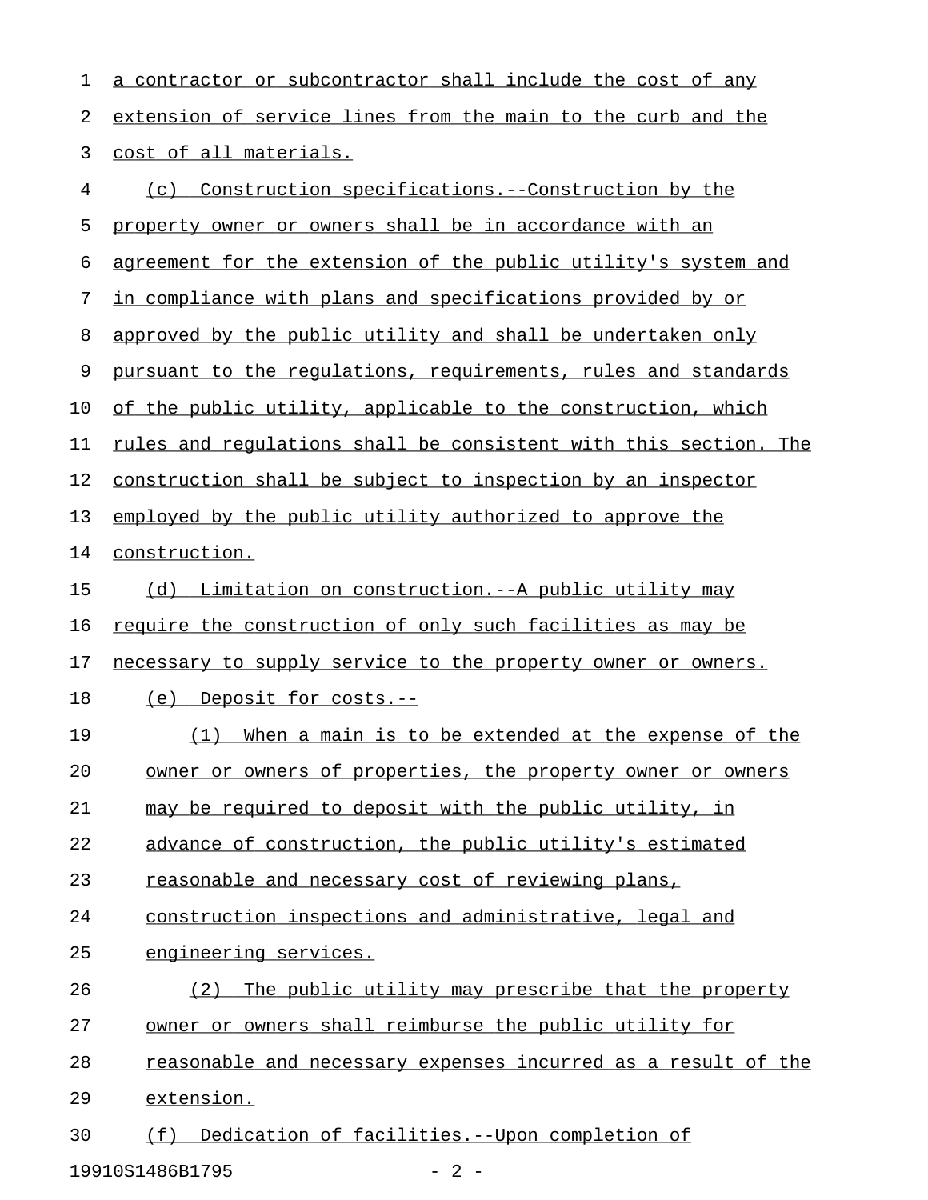a contractor or subcontractor shall include the cost of any extension of service lines from the main to the curb and the cost of all materials.

(c) Construction specifications.--Construction by the property owner or owners shall be in accordance with an agreement for the extension of the public utility's system and in compliance with plans and specifications provided by or approved by the public utility and shall be undertaken only pursuant to the regulations, requirements, rules and standards of the public utility, applicable to the construction, which rules and regulations shall be consistent with this section. The construction shall be subject to inspection by an inspector employed by the public utility authorized to approve the construction.

(d) Limitation on construction.--A public utility may require the construction of only such facilities as may be necessary to supply service to the property owner or owners.

(e) Deposit for costs.--

(1) When a main is to be extended at the expense of the owner or owners of properties, the property owner or owners may be required to deposit with the public utility, in advance of construction, the public utility's estimated reasonable and necessary cost of reviewing plans, construction inspections and administrative, legal and engineering services.

(2) The public utility may prescribe that the property owner or owners shall reimburse the public utility for reasonable and necessary expenses incurred as a result of the extension.

(f) Dedication of facilities.--Upon completion of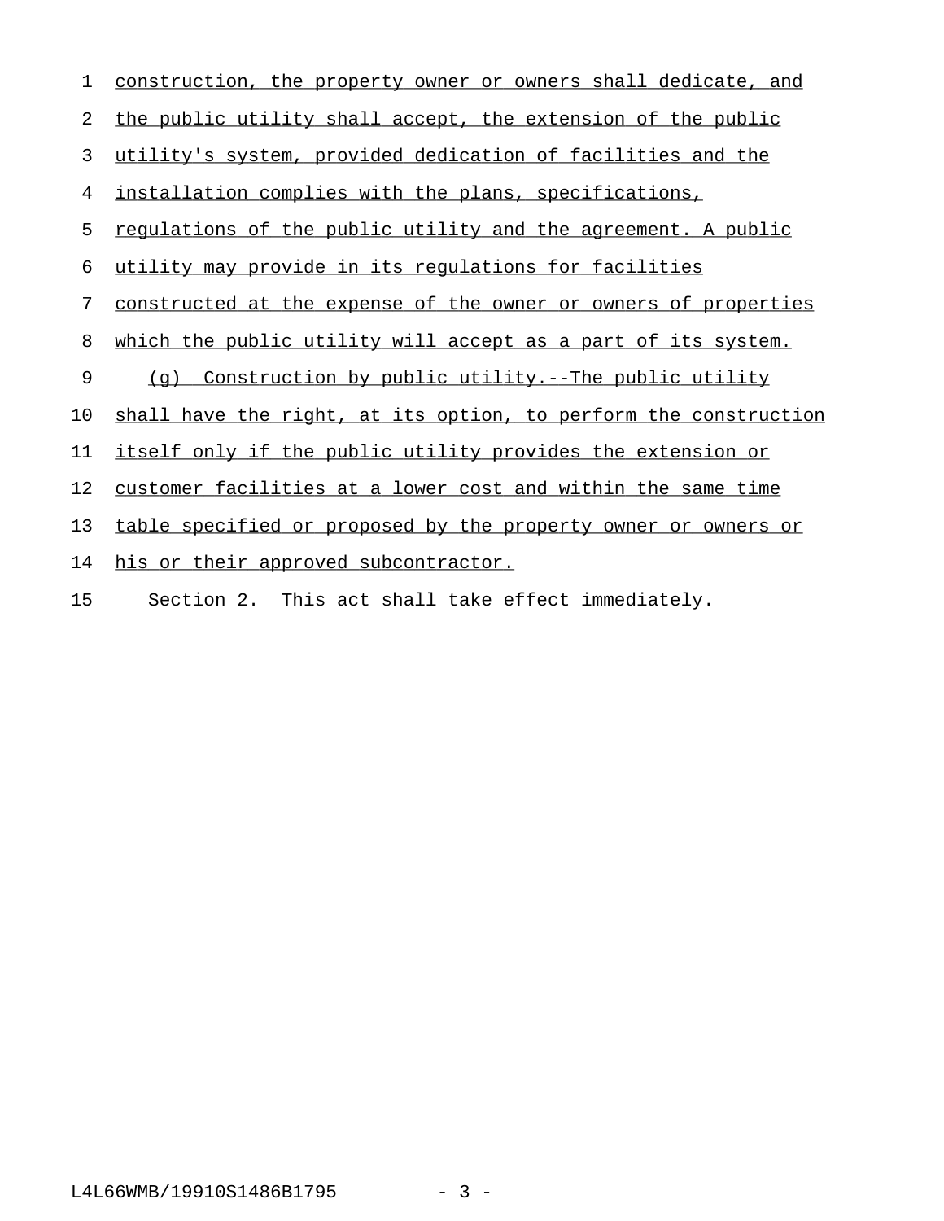construction, the property owner or owners shall dedicate, and the public utility shall accept, the extension of the public utility's system, provided dedication of facilities and the installation complies with the plans, specifications, regulations of the public utility and the agreement. A public utility may provide in its regulations for facilities constructed at the expense of the owner or owners of properties which the public utility will accept as a part of its system.

(g) Construction by public utility.--The public utility shall have the right, at its option, to perform the construction itself only if the public utility provides the extension or customer facilities at a lower cost and within the same time table specified or proposed by the property owner or owners or his or their approved subcontractor.

Section 2. This act shall take effect immediately.